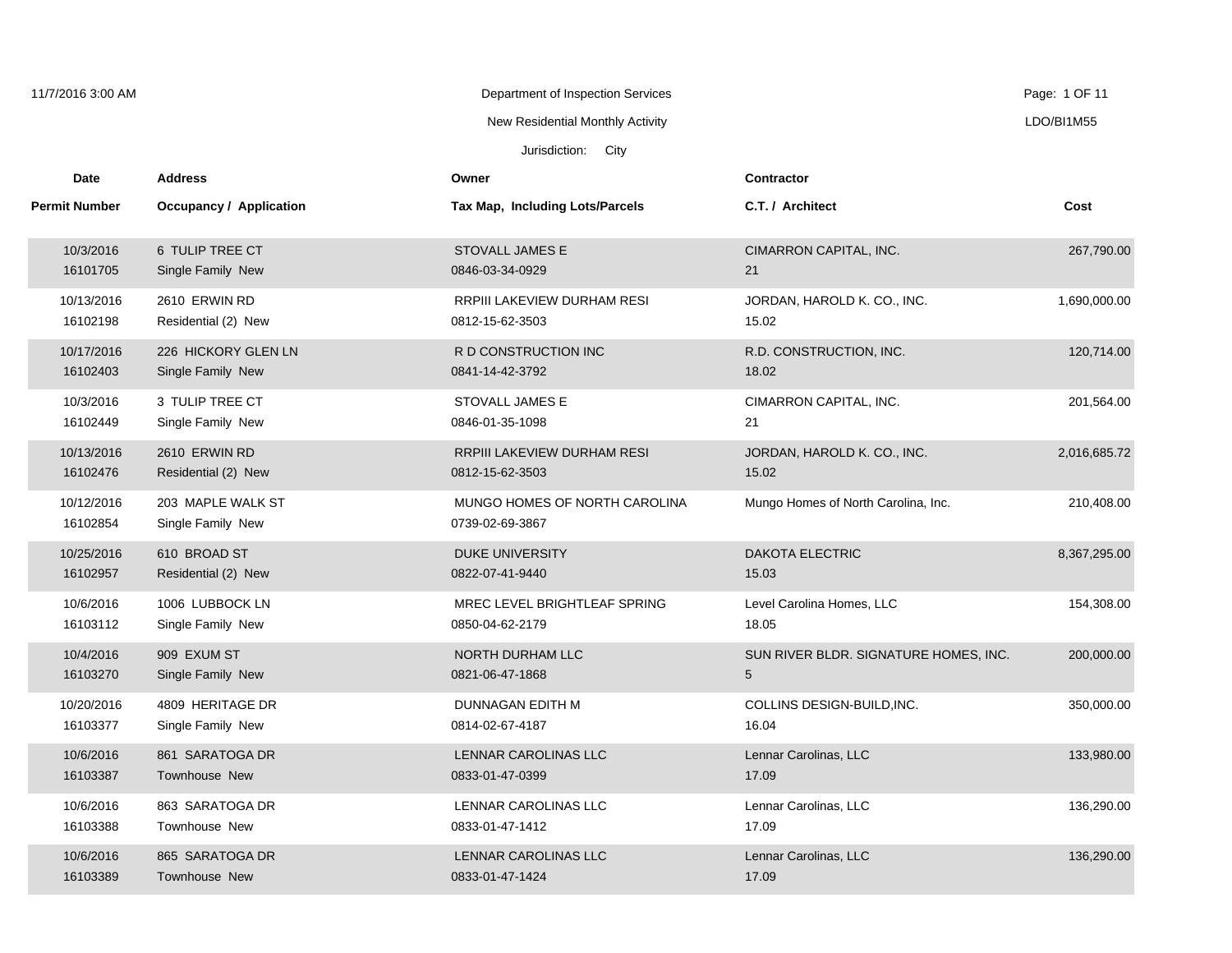Department of Inspection Services

New Residential Monthly Activity

Jurisdiction: City

LDO/BI1M55

| Date / Permit Number | Address / Occupancy / Application | Owner / Tax Map, Including Lots/Parcels | Contractor / C.T. / Architect | Cost |
|---|---|---|---|---|
| 10/3/2016<br>16101705 | 6 TULIP TREE CT<br>Single Family New | STOVALL JAMES E<br>0846-03-34-0929 | CIMARRON CAPITAL, INC.<br>21 | 267,790.00 |
| 10/13/2016<br>16102198 | 2610 ERWIN RD<br>Residential (2) New | RRPIII LAKEVIEW DURHAM RESI<br>0812-15-62-3503 | JORDAN, HAROLD K. CO., INC.<br>15.02 | 1,690,000.00 |
| 10/17/2016<br>16102403 | 226 HICKORY GLEN LN<br>Single Family New | R D CONSTRUCTION INC<br>0841-14-42-3792 | R.D. CONSTRUCTION, INC.<br>18.02 | 120,714.00 |
| 10/3/2016<br>16102449 | 3 TULIP TREE CT<br>Single Family New | STOVALL JAMES E<br>0846-01-35-1098 | CIMARRON CAPITAL, INC.<br>21 | 201,564.00 |
| 10/13/2016<br>16102476 | 2610 ERWIN RD<br>Residential (2) New | RRPIII LAKEVIEW DURHAM RESI<br>0812-15-62-3503 | JORDAN, HAROLD K. CO., INC.<br>15.02 | 2,016,685.72 |
| 10/12/2016<br>16102854 | 203 MAPLE WALK ST<br>Single Family New | MUNGO HOMES OF NORTH CAROLINA<br>0739-02-69-3867 | Mungo Homes of North Carolina, Inc. | 210,408.00 |
| 10/25/2016<br>16102957 | 610 BROAD ST<br>Residential (2) New | DUKE UNIVERSITY<br>0822-07-41-9440 | DAKOTA ELECTRIC<br>15.03 | 8,367,295.00 |
| 10/6/2016<br>16103112 | 1006 LUBBOCK LN<br>Single Family New | MREC LEVEL BRIGHTLEAF SPRING<br>0850-04-62-2179 | Level Carolina Homes, LLC<br>18.05 | 154,308.00 |
| 10/4/2016<br>16103270 | 909 EXUM ST<br>Single Family New | NORTH DURHAM LLC<br>0821-06-47-1868 | SUN RIVER BLDR. SIGNATURE HOMES, INC.<br>5 | 200,000.00 |
| 10/20/2016<br>16103377 | 4809 HERITAGE DR<br>Single Family New | DUNNAGAN EDITH M<br>0814-02-67-4187 | COLLINS DESIGN-BUILD,INC.<br>16.04 | 350,000.00 |
| 10/6/2016<br>16103387 | 861 SARATOGA DR<br>Townhouse New | LENNAR CAROLINAS LLC<br>0833-01-47-0399 | Lennar Carolinas, LLC<br>17.09 | 133,980.00 |
| 10/6/2016<br>16103388 | 863 SARATOGA DR<br>Townhouse New | LENNAR CAROLINAS LLC<br>0833-01-47-1412 | Lennar Carolinas, LLC<br>17.09 | 136,290.00 |
| 10/6/2016<br>16103389 | 865 SARATOGA DR<br>Townhouse New | LENNAR CAROLINAS LLC<br>0833-01-47-1424 | Lennar Carolinas, LLC<br>17.09 | 136,290.00 |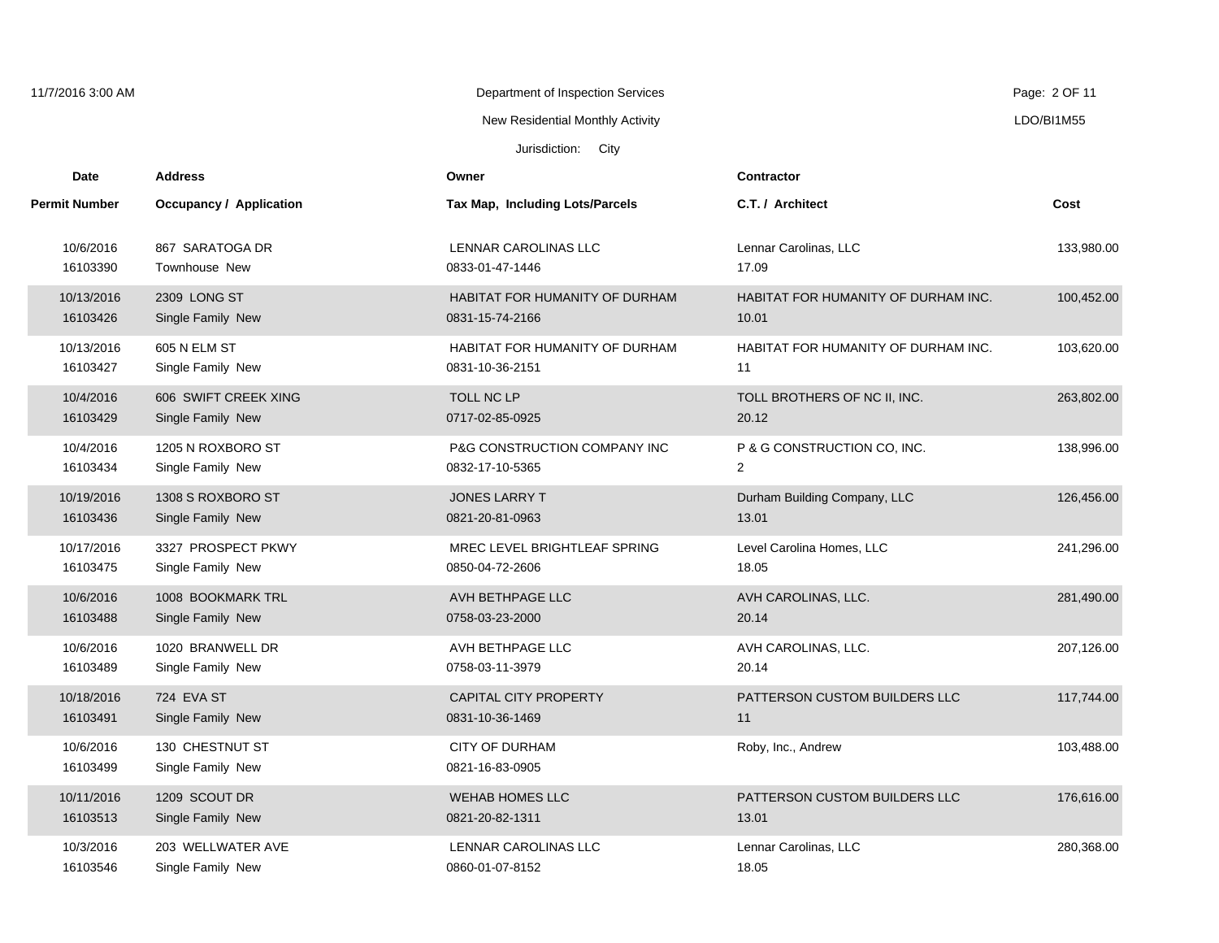Department of Inspection Services

New Residential Monthly Activity

Jurisdiction: City

| Date / Permit Number | Address / Occupancy / Application | Owner / Tax Map, Including Lots/Parcels | Contractor / C.T. / Architect | Cost |
|---|---|---|---|---|
| 10/6/2016<br>16103390 | 867 SARATOGA DR<br>Townhouse New | LENNAR CAROLINAS LLC<br>0833-01-47-1446 | Lennar Carolinas, LLC<br>17.09 | 133,980.00 |
| 10/13/2016<br>16103426 | 2309 LONG ST<br>Single Family New | HABITAT FOR HUMANITY OF DURHAM<br>0831-15-74-2166 | HABITAT FOR HUMANITY OF DURHAM INC.<br>10.01 | 100,452.00 |
| 10/13/2016<br>16103427 | 605 N ELM ST<br>Single Family New | HABITAT FOR HUMANITY OF DURHAM<br>0831-10-36-2151 | HABITAT FOR HUMANITY OF DURHAM INC.<br>11 | 103,620.00 |
| 10/4/2016<br>16103429 | 606 SWIFT CREEK XING<br>Single Family New | TOLL NC LP<br>0717-02-85-0925 | TOLL BROTHERS OF NC II, INC.<br>20.12 | 263,802.00 |
| 10/4/2016<br>16103434 | 1205 N ROXBORO ST<br>Single Family New | P&G CONSTRUCTION COMPANY INC<br>0832-17-10-5365 | P & G CONSTRUCTION CO, INC.<br>2 | 138,996.00 |
| 10/19/2016<br>16103436 | 1308 S ROXBORO ST<br>Single Family New | JONES LARRY T<br>0821-20-81-0963 | Durham Building Company, LLC<br>13.01 | 126,456.00 |
| 10/17/2016<br>16103475 | 3327 PROSPECT PKWY<br>Single Family New | MREC LEVEL BRIGHTLEAF SPRING<br>0850-04-72-2606 | Level Carolina Homes, LLC<br>18.05 | 241,296.00 |
| 10/6/2016<br>16103488 | 1008 BOOKMARK TRL<br>Single Family New | AVH BETHPAGE LLC<br>0758-03-23-2000 | AVH CAROLINAS, LLC.<br>20.14 | 281,490.00 |
| 10/6/2016<br>16103489 | 1020 BRANWELL DR<br>Single Family New | AVH BETHPAGE LLC<br>0758-03-11-3979 | AVH CAROLINAS, LLC.<br>20.14 | 207,126.00 |
| 10/18/2016<br>16103491 | 724 EVA ST<br>Single Family New | CAPITAL CITY PROPERTY<br>0831-10-36-1469 | PATTERSON CUSTOM BUILDERS LLC<br>11 | 117,744.00 |
| 10/6/2016<br>16103499 | 130 CHESTNUT ST<br>Single Family New | CITY OF DURHAM<br>0821-16-83-0905 | Roby, Inc., Andrew | 103,488.00 |
| 10/11/2016<br>16103513 | 1209 SCOUT DR<br>Single Family New | WEHAB HOMES LLC<br>0821-20-82-1311 | PATTERSON CUSTOM BUILDERS LLC<br>13.01 | 176,616.00 |
| 10/3/2016<br>16103546 | 203 WELLWATER AVE<br>Single Family New | LENNAR CAROLINAS LLC<br>0860-01-07-8152 | Lennar Carolinas, LLC<br>18.05 | 280,368.00 |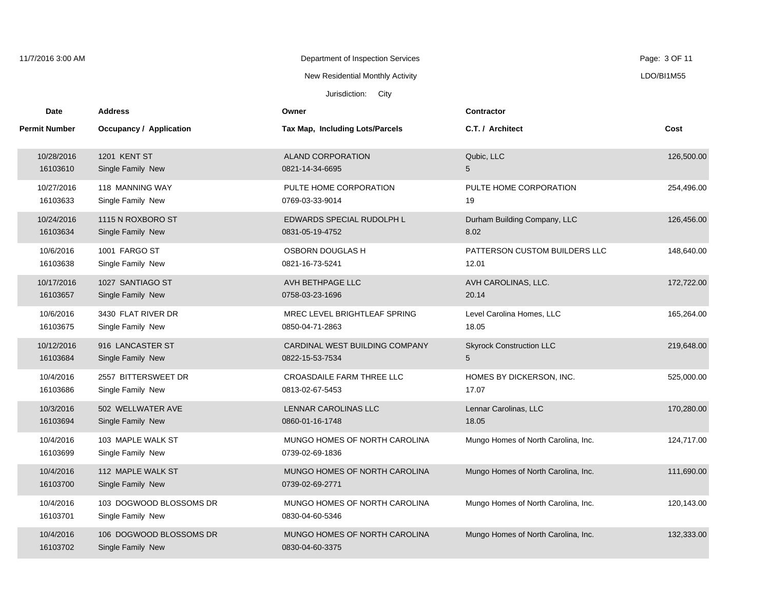Department of Inspection Services

New Residential Monthly Activity

Jurisdiction: City

| Date<br>Permit Number | Address<br>Occupancy / Application | Owner<br>Tax Map, Including Lots/Parcels | Contractor<br>C.T. / Architect | Cost |
|---|---|---|---|---|
| 10/28/2016<br>16103610 | 1201 KENT ST<br>Single Family New | ALAND CORPORATION<br>0821-14-34-6695 | Qubic, LLC<br>5 | 126,500.00 |
| 10/27/2016<br>16103633 | 118 MANNING WAY<br>Single Family New | PULTE HOME CORPORATION<br>0769-03-33-9014 | PULTE HOME CORPORATION<br>19 | 254,496.00 |
| 10/24/2016<br>16103634 | 1115 N ROXBORO ST<br>Single Family New | EDWARDS SPECIAL RUDOLPH L<br>0831-05-19-4752 | Durham Building Company, LLC<br>8.02 | 126,456.00 |
| 10/6/2016<br>16103638 | 1001 FARGO ST<br>Single Family New | OSBORN DOUGLAS H<br>0821-16-73-5241 | PATTERSON CUSTOM BUILDERS LLC<br>12.01 | 148,640.00 |
| 10/17/2016<br>16103657 | 1027 SANTIAGO ST<br>Single Family New | AVH BETHPAGE LLC<br>0758-03-23-1696 | AVH CAROLINAS, LLC.<br>20.14 | 172,722.00 |
| 10/6/2016<br>16103675 | 3430 FLAT RIVER DR<br>Single Family New | MREC LEVEL BRIGHTLEAF SPRING<br>0850-04-71-2863 | Level Carolina Homes, LLC<br>18.05 | 165,264.00 |
| 10/12/2016<br>16103684 | 916 LANCASTER ST<br>Single Family New | CARDINAL WEST BUILDING COMPANY<br>0822-15-53-7534 | Skyrock Construction LLC<br>5 | 219,648.00 |
| 10/4/2016<br>16103686 | 2557 BITTERSWEET DR<br>Single Family New | CROASDAILE FARM THREE LLC<br>0813-02-67-5453 | HOMES BY DICKERSON, INC.<br>17.07 | 525,000.00 |
| 10/3/2016<br>16103694 | 502 WELLWATER AVE<br>Single Family New | LENNAR CAROLINAS LLC<br>0860-01-16-1748 | Lennar Carolinas, LLC<br>18.05 | 170,280.00 |
| 10/4/2016<br>16103699 | 103 MAPLE WALK ST<br>Single Family New | MUNGO HOMES OF NORTH CAROLINA<br>0739-02-69-1836 | Mungo Homes of North Carolina, Inc. | 124,717.00 |
| 10/4/2016<br>16103700 | 112 MAPLE WALK ST<br>Single Family New | MUNGO HOMES OF NORTH CAROLINA<br>0739-02-69-2771 | Mungo Homes of North Carolina, Inc. | 111,690.00 |
| 10/4/2016<br>16103701 | 103 DOGWOOD BLOSSOMS DR<br>Single Family New | MUNGO HOMES OF NORTH CAROLINA<br>0830-04-60-5346 | Mungo Homes of North Carolina, Inc. | 120,143.00 |
| 10/4/2016<br>16103702 | 106 DOGWOOD BLOSSOMS DR<br>Single Family New | MUNGO HOMES OF NORTH CAROLINA<br>0830-04-60-3375 | Mungo Homes of North Carolina, Inc. | 132,333.00 |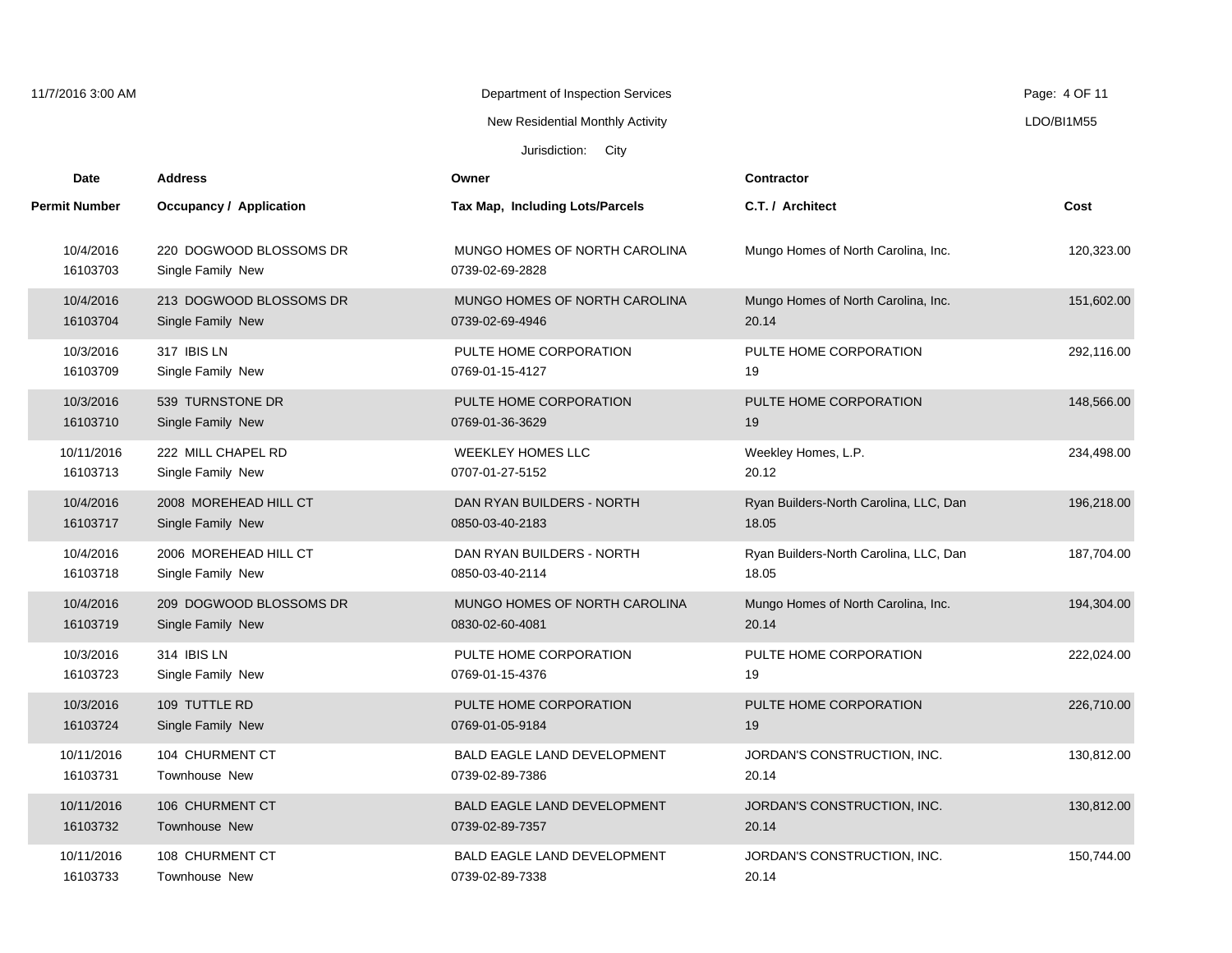Department of Inspection Services

New Residential Monthly Activity

Jurisdiction: City

| Date / Permit Number | Address / Occupancy / Application | Owner / Tax Map, Including Lots/Parcels | Contractor / C.T. / Architect | Cost |
|---|---|---|---|---|
| 10/4/2016<br>16103703 | 220 DOGWOOD BLOSSOMS DR<br>Single Family New | MUNGO HOMES OF NORTH CAROLINA<br>0739-02-69-2828 | Mungo Homes of North Carolina, Inc. | 120,323.00 |
| 10/4/2016<br>16103704 | 213 DOGWOOD BLOSSOMS DR<br>Single Family New | MUNGO HOMES OF NORTH CAROLINA<br>0739-02-69-4946 | Mungo Homes of North Carolina, Inc.<br>20.14 | 151,602.00 |
| 10/3/2016<br>16103709 | 317 IBIS LN<br>Single Family New | PULTE HOME CORPORATION<br>0769-01-15-4127 | PULTE HOME CORPORATION<br>19 | 292,116.00 |
| 10/3/2016<br>16103710 | 539 TURNSTONE DR<br>Single Family New | PULTE HOME CORPORATION<br>0769-01-36-3629 | PULTE HOME CORPORATION<br>19 | 148,566.00 |
| 10/11/2016<br>16103713 | 222 MILL CHAPEL RD<br>Single Family New | WEEKLEY HOMES LLC<br>0707-01-27-5152 | Weekley Homes, L.P.<br>20.12 | 234,498.00 |
| 10/4/2016<br>16103717 | 2008 MOREHEAD HILL CT<br>Single Family New | DAN RYAN BUILDERS - NORTH<br>0850-03-40-2183 | Ryan Builders-North Carolina, LLC, Dan<br>18.05 | 196,218.00 |
| 10/4/2016<br>16103718 | 2006 MOREHEAD HILL CT<br>Single Family New | DAN RYAN BUILDERS - NORTH<br>0850-03-40-2114 | Ryan Builders-North Carolina, LLC, Dan<br>18.05 | 187,704.00 |
| 10/4/2016<br>16103719 | 209 DOGWOOD BLOSSOMS DR<br>Single Family New | MUNGO HOMES OF NORTH CAROLINA<br>0830-02-60-4081 | Mungo Homes of North Carolina, Inc.<br>20.14 | 194,304.00 |
| 10/3/2016<br>16103723 | 314 IBIS LN<br>Single Family New | PULTE HOME CORPORATION<br>0769-01-15-4376 | PULTE HOME CORPORATION<br>19 | 222,024.00 |
| 10/3/2016<br>16103724 | 109 TUTTLE RD<br>Single Family New | PULTE HOME CORPORATION<br>0769-01-05-9184 | PULTE HOME CORPORATION<br>19 | 226,710.00 |
| 10/11/2016<br>16103731 | 104 CHURMENT CT<br>Townhouse New | BALD EAGLE LAND DEVELOPMENT<br>0739-02-89-7386 | JORDAN'S CONSTRUCTION, INC.<br>20.14 | 130,812.00 |
| 10/11/2016<br>16103732 | 106 CHURMENT CT<br>Townhouse New | BALD EAGLE LAND DEVELOPMENT<br>0739-02-89-7357 | JORDAN'S CONSTRUCTION, INC.<br>20.14 | 130,812.00 |
| 10/11/2016<br>16103733 | 108 CHURMENT CT<br>Townhouse New | BALD EAGLE LAND DEVELOPMENT<br>0739-02-89-7338 | JORDAN'S CONSTRUCTION, INC.<br>20.14 | 150,744.00 |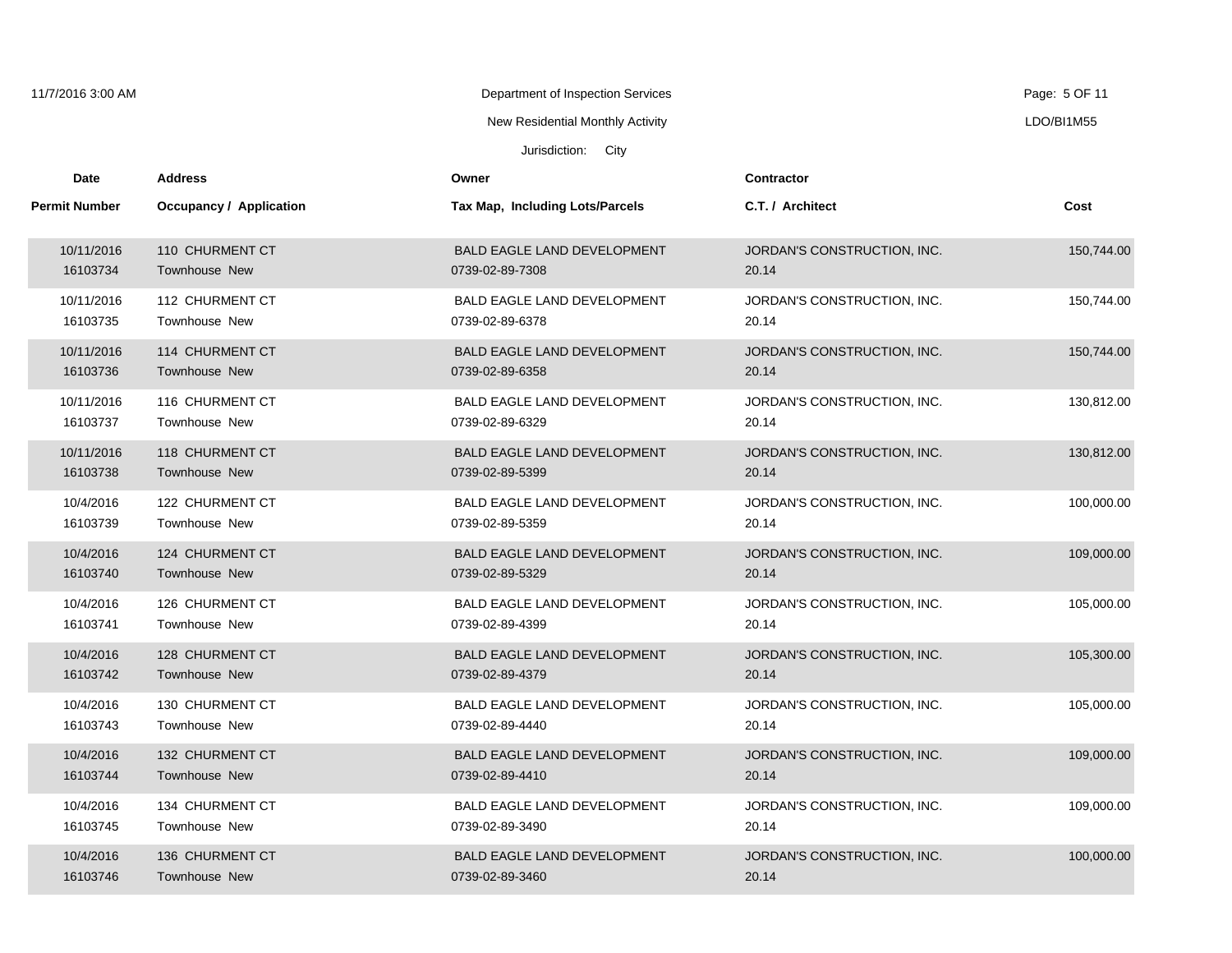Department of Inspection Services

New Residential Monthly Activity

Jurisdiction: City

| Date<br>Permit Number | Address<br>Occupancy / Application | Owner<br>Tax Map, Including Lots/Parcels | Contractor<br>C.T. / Architect | Cost |
|---|---|---|---|---|
| 10/11/2016<br>16103734 | 110 CHURMENT CT<br>Townhouse New | BALD EAGLE LAND DEVELOPMENT<br>0739-02-89-7308 | JORDAN'S CONSTRUCTION, INC.<br>20.14 | 150,744.00 |
| 10/11/2016<br>16103735 | 112 CHURMENT CT<br>Townhouse New | BALD EAGLE LAND DEVELOPMENT<br>0739-02-89-6378 | JORDAN'S CONSTRUCTION, INC.<br>20.14 | 150,744.00 |
| 10/11/2016<br>16103736 | 114 CHURMENT CT<br>Townhouse New | BALD EAGLE LAND DEVELOPMENT<br>0739-02-89-6358 | JORDAN'S CONSTRUCTION, INC.<br>20.14 | 150,744.00 |
| 10/11/2016<br>16103737 | 116 CHURMENT CT<br>Townhouse New | BALD EAGLE LAND DEVELOPMENT<br>0739-02-89-6329 | JORDAN'S CONSTRUCTION, INC.<br>20.14 | 130,812.00 |
| 10/11/2016<br>16103738 | 118 CHURMENT CT<br>Townhouse New | BALD EAGLE LAND DEVELOPMENT<br>0739-02-89-5399 | JORDAN'S CONSTRUCTION, INC.<br>20.14 | 130,812.00 |
| 10/4/2016<br>16103739 | 122 CHURMENT CT<br>Townhouse New | BALD EAGLE LAND DEVELOPMENT<br>0739-02-89-5359 | JORDAN'S CONSTRUCTION, INC.<br>20.14 | 100,000.00 |
| 10/4/2016<br>16103740 | 124 CHURMENT CT<br>Townhouse New | BALD EAGLE LAND DEVELOPMENT<br>0739-02-89-5329 | JORDAN'S CONSTRUCTION, INC.<br>20.14 | 109,000.00 |
| 10/4/2016<br>16103741 | 126 CHURMENT CT<br>Townhouse New | BALD EAGLE LAND DEVELOPMENT<br>0739-02-89-4399 | JORDAN'S CONSTRUCTION, INC.<br>20.14 | 105,000.00 |
| 10/4/2016<br>16103742 | 128 CHURMENT CT<br>Townhouse New | BALD EAGLE LAND DEVELOPMENT<br>0739-02-89-4379 | JORDAN'S CONSTRUCTION, INC.<br>20.14 | 105,300.00 |
| 10/4/2016<br>16103743 | 130 CHURMENT CT<br>Townhouse New | BALD EAGLE LAND DEVELOPMENT<br>0739-02-89-4440 | JORDAN'S CONSTRUCTION, INC.<br>20.14 | 105,000.00 |
| 10/4/2016<br>16103744 | 132 CHURMENT CT<br>Townhouse New | BALD EAGLE LAND DEVELOPMENT<br>0739-02-89-4410 | JORDAN'S CONSTRUCTION, INC.<br>20.14 | 109,000.00 |
| 10/4/2016<br>16103745 | 134 CHURMENT CT<br>Townhouse New | BALD EAGLE LAND DEVELOPMENT<br>0739-02-89-3490 | JORDAN'S CONSTRUCTION, INC.<br>20.14 | 109,000.00 |
| 10/4/2016<br>16103746 | 136 CHURMENT CT<br>Townhouse New | BALD EAGLE LAND DEVELOPMENT<br>0739-02-89-3460 | JORDAN'S CONSTRUCTION, INC.<br>20.14 | 100,000.00 |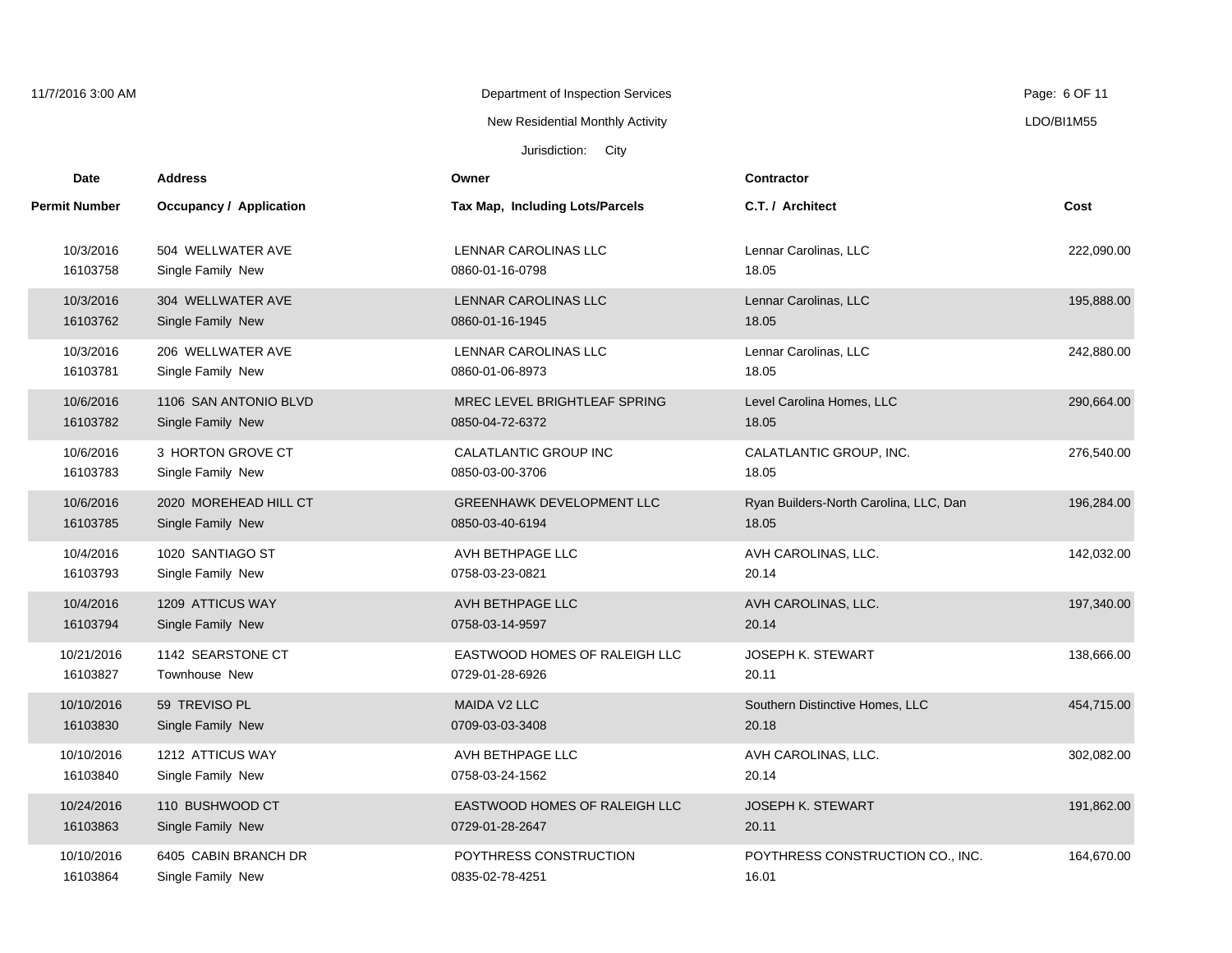Department of Inspection Services

New Residential Monthly Activity

Jurisdiction: City

| Date / Permit Number | Address / Occupancy / Application | Owner / Tax Map, Including Lots/Parcels | Contractor / C.T. / Architect | Cost |
|---|---|---|---|---|
| 10/3/2016<br>16103758 | 504 WELLWATER AVE<br>Single Family New | LENNAR CAROLINAS LLC<br>0860-01-16-0798 | Lennar Carolinas, LLC<br>18.05 | 222,090.00 |
| 10/3/2016<br>16103762 | 304 WELLWATER AVE<br>Single Family New | LENNAR CAROLINAS LLC<br>0860-01-16-1945 | Lennar Carolinas, LLC<br>18.05 | 195,888.00 |
| 10/3/2016<br>16103781 | 206 WELLWATER AVE<br>Single Family New | LENNAR CAROLINAS LLC<br>0860-01-06-8973 | Lennar Carolinas, LLC<br>18.05 | 242,880.00 |
| 10/6/2016<br>16103782 | 1106 SAN ANTONIO BLVD<br>Single Family New | MREC LEVEL BRIGHTLEAF SPRING<br>0850-04-72-6372 | Level Carolina Homes, LLC<br>18.05 | 290,664.00 |
| 10/6/2016<br>16103783 | 3 HORTON GROVE CT<br>Single Family New | CALATLANTIC GROUP INC<br>0850-03-00-3706 | CALATLANTIC GROUP, INC.<br>18.05 | 276,540.00 |
| 10/6/2016<br>16103785 | 2020 MOREHEAD HILL CT<br>Single Family New | GREENHAWK DEVELOPMENT LLC<br>0850-03-40-6194 | Ryan Builders-North Carolina, LLC, Dan<br>18.05 | 196,284.00 |
| 10/4/2016<br>16103793 | 1020 SANTIAGO ST<br>Single Family New | AVH BETHPAGE LLC<br>0758-03-23-0821 | AVH CAROLINAS, LLC.<br>20.14 | 142,032.00 |
| 10/4/2016<br>16103794 | 1209 ATTICUS WAY<br>Single Family New | AVH BETHPAGE LLC<br>0758-03-14-9597 | AVH CAROLINAS, LLC.<br>20.14 | 197,340.00 |
| 10/21/2016<br>16103827 | 1142 SEARSTONE CT<br>Townhouse New | EASTWOOD HOMES OF RALEIGH LLC<br>0729-01-28-6926 | JOSEPH K. STEWART<br>20.11 | 138,666.00 |
| 10/10/2016<br>16103830 | 59 TREVISO PL<br>Single Family New | MAIDA V2 LLC<br>0709-03-03-3408 | Southern Distinctive Homes, LLC<br>20.18 | 454,715.00 |
| 10/10/2016<br>16103840 | 1212 ATTICUS WAY<br>Single Family New | AVH BETHPAGE LLC<br>0758-03-24-1562 | AVH CAROLINAS, LLC.<br>20.14 | 302,082.00 |
| 10/24/2016<br>16103863 | 110 BUSHWOOD CT<br>Single Family New | EASTWOOD HOMES OF RALEIGH LLC<br>0729-01-28-2647 | JOSEPH K. STEWART<br>20.11 | 191,862.00 |
| 10/10/2016<br>16103864 | 6405 CABIN BRANCH DR<br>Single Family New | POYTHRESS CONSTRUCTION<br>0835-02-78-4251 | POYTHRESS CONSTRUCTION CO., INC.<br>16.01 | 164,670.00 |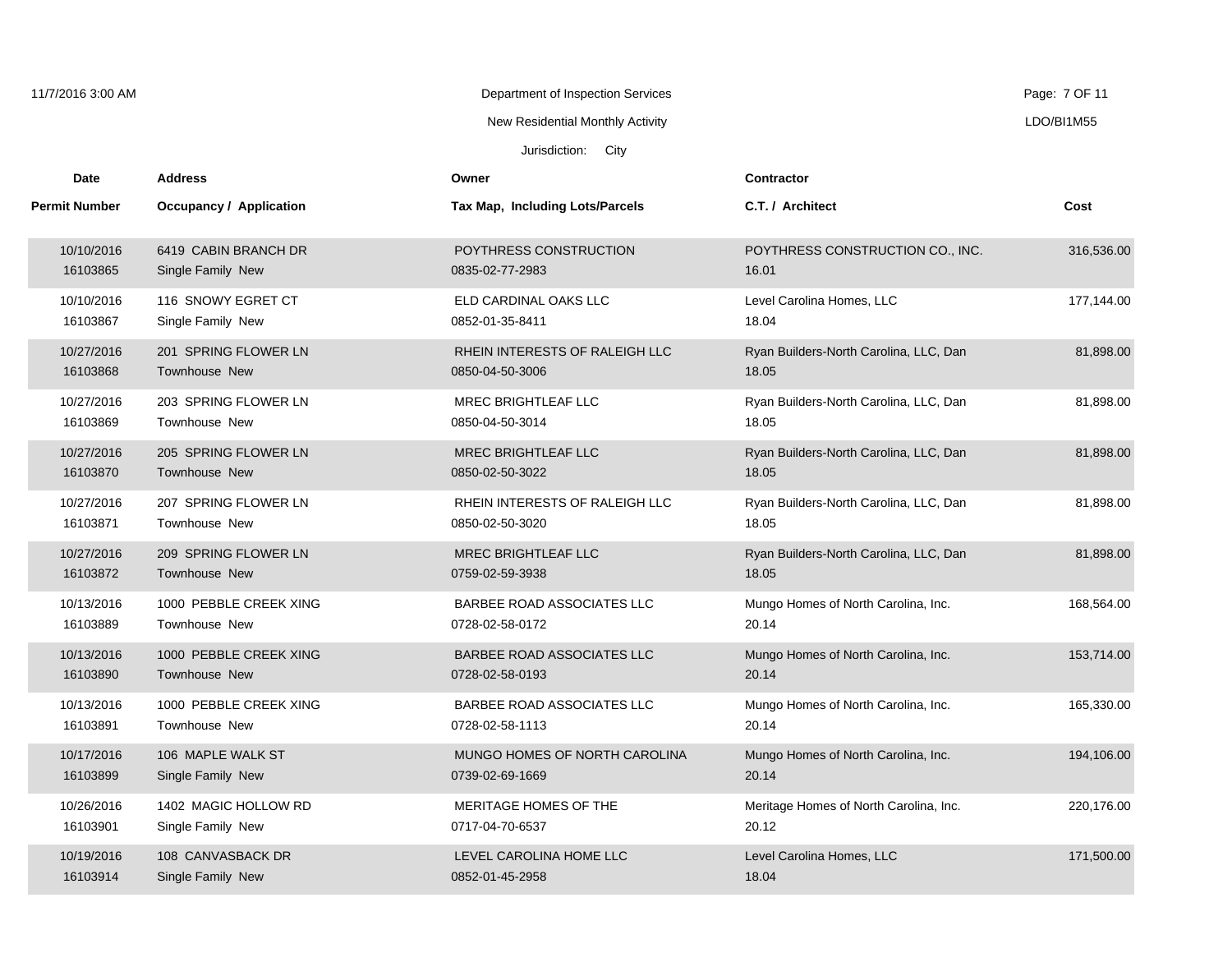Department of Inspection Services

New Residential Monthly Activity

Jurisdiction: City

| Date<br>Permit Number | Address<br>Occupancy / Application | Owner<br>Tax Map, Including Lots/Parcels | Contractor<br>C.T. / Architect | Cost |
|---|---|---|---|---|
| 10/10/2016<br>16103865 | 6419 CABIN BRANCH DR<br>Single Family New | POYTHRESS CONSTRUCTION<br>0835-02-77-2983 | POYTHRESS CONSTRUCTION CO., INC.<br>16.01 | 316,536.00 |
| 10/10/2016<br>16103867 | 116 SNOWY EGRET CT<br>Single Family New | ELD CARDINAL OAKS LLC<br>0852-01-35-8411 | Level Carolina Homes, LLC<br>18.04 | 177,144.00 |
| 10/27/2016<br>16103868 | 201 SPRING FLOWER LN<br>Townhouse New | RHEIN INTERESTS OF RALEIGH LLC<br>0850-04-50-3006 | Ryan Builders-North Carolina, LLC, Dan<br>18.05 | 81,898.00 |
| 10/27/2016<br>16103869 | 203 SPRING FLOWER LN<br>Townhouse New | MREC BRIGHTLEAF LLC<br>0850-04-50-3014 | Ryan Builders-North Carolina, LLC, Dan<br>18.05 | 81,898.00 |
| 10/27/2016<br>16103870 | 205 SPRING FLOWER LN<br>Townhouse New | MREC BRIGHTLEAF LLC<br>0850-02-50-3022 | Ryan Builders-North Carolina, LLC, Dan<br>18.05 | 81,898.00 |
| 10/27/2016<br>16103871 | 207 SPRING FLOWER LN<br>Townhouse New | RHEIN INTERESTS OF RALEIGH LLC<br>0850-02-50-3020 | Ryan Builders-North Carolina, LLC, Dan<br>18.05 | 81,898.00 |
| 10/27/2016<br>16103872 | 209 SPRING FLOWER LN<br>Townhouse New | MREC BRIGHTLEAF LLC<br>0759-02-59-3938 | Ryan Builders-North Carolina, LLC, Dan<br>18.05 | 81,898.00 |
| 10/13/2016<br>16103889 | 1000 PEBBLE CREEK XING<br>Townhouse New | BARBEE ROAD ASSOCIATES LLC<br>0728-02-58-0172 | Mungo Homes of North Carolina, Inc.<br>20.14 | 168,564.00 |
| 10/13/2016<br>16103890 | 1000 PEBBLE CREEK XING<br>Townhouse New | BARBEE ROAD ASSOCIATES LLC<br>0728-02-58-0193 | Mungo Homes of North Carolina, Inc.<br>20.14 | 153,714.00 |
| 10/13/2016<br>16103891 | 1000 PEBBLE CREEK XING<br>Townhouse New | BARBEE ROAD ASSOCIATES LLC<br>0728-02-58-1113 | Mungo Homes of North Carolina, Inc.<br>20.14 | 165,330.00 |
| 10/17/2016<br>16103899 | 106 MAPLE WALK ST<br>Single Family New | MUNGO HOMES OF NORTH CAROLINA<br>0739-02-69-1669 | Mungo Homes of North Carolina, Inc.<br>20.14 | 194,106.00 |
| 10/26/2016<br>16103901 | 1402 MAGIC HOLLOW RD<br>Single Family New | MERITAGE HOMES OF THE<br>0717-04-70-6537 | Meritage Homes of North Carolina, Inc.<br>20.12 | 220,176.00 |
| 10/19/2016<br>16103914 | 108 CANVASBACK DR<br>Single Family New | LEVEL CAROLINA HOME LLC<br>0852-01-45-2958 | Level Carolina Homes, LLC<br>18.04 | 171,500.00 |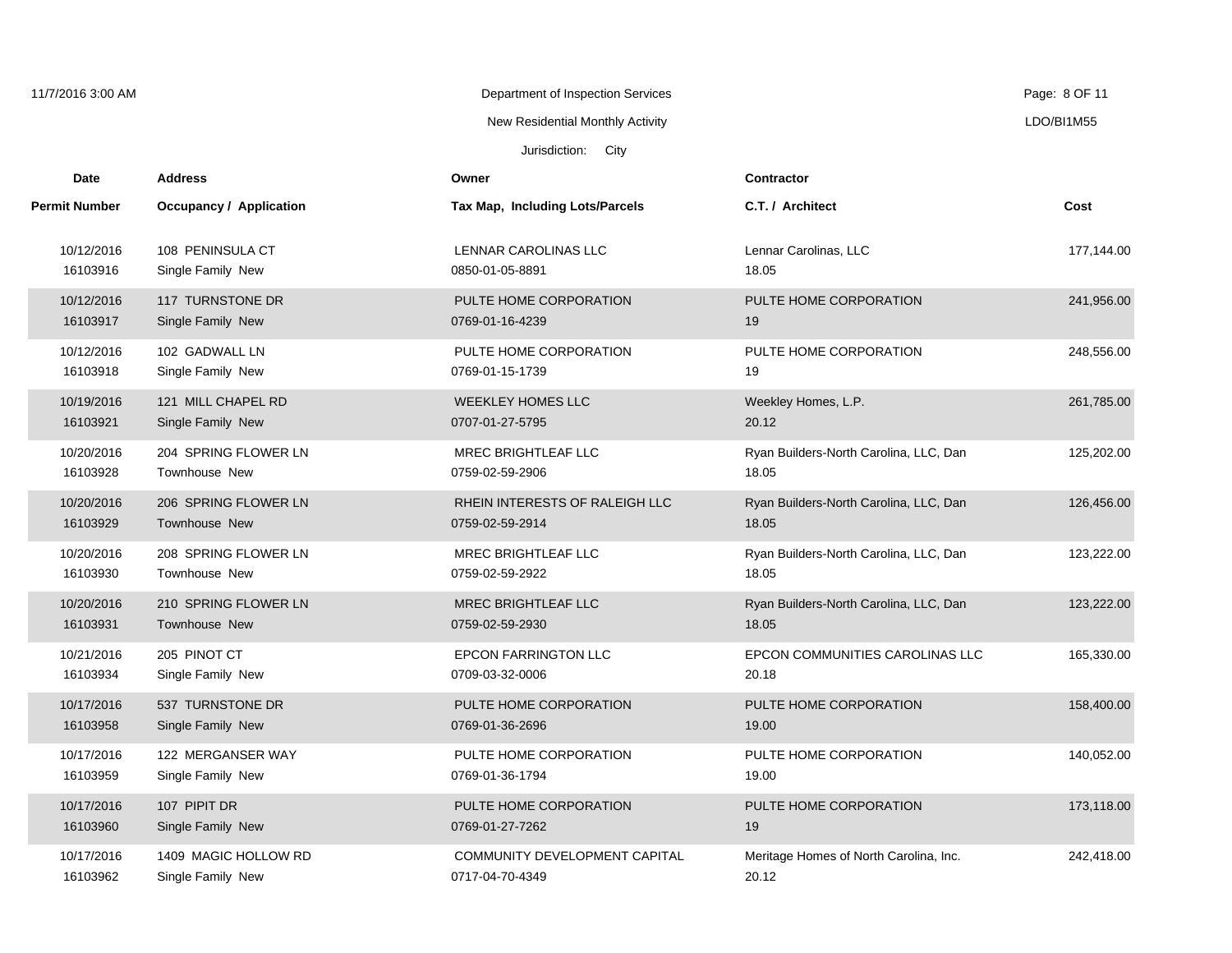Department of Inspection Services

New Residential Monthly Activity

LDO/BI1M55

Jurisdiction: City

| Date / Permit Number | Address / Occupancy / Application | Owner / Tax Map, Including Lots/Parcels | Contractor / C.T. / Architect | Cost |
|---|---|---|---|---|
| 10/12/2016<br>16103916 | 108 PENINSULA CT<br>Single Family New | LENNAR CAROLINAS LLC<br>0850-01-05-8891 | Lennar Carolinas, LLC<br>18.05 | 177,144.00 |
| 10/12/2016<br>16103917 | 117 TURNSTONE DR<br>Single Family New | PULTE HOME CORPORATION<br>0769-01-16-4239 | PULTE HOME CORPORATION<br>19 | 241,956.00 |
| 10/12/2016<br>16103918 | 102 GADWALL LN<br>Single Family New | PULTE HOME CORPORATION<br>0769-01-15-1739 | PULTE HOME CORPORATION<br>19 | 248,556.00 |
| 10/19/2016<br>16103921 | 121 MILL CHAPEL RD<br>Single Family New | WEEKLEY HOMES LLC<br>0707-01-27-5795 | Weekley Homes, L.P.<br>20.12 | 261,785.00 |
| 10/20/2016<br>16103928 | 204 SPRING FLOWER LN<br>Townhouse New | MREC BRIGHTLEAF LLC<br>0759-02-59-2906 | Ryan Builders-North Carolina, LLC, Dan<br>18.05 | 125,202.00 |
| 10/20/2016<br>16103929 | 206 SPRING FLOWER LN<br>Townhouse New | RHEIN INTERESTS OF RALEIGH LLC<br>0759-02-59-2914 | Ryan Builders-North Carolina, LLC, Dan<br>18.05 | 126,456.00 |
| 10/20/2016<br>16103930 | 208 SPRING FLOWER LN<br>Townhouse New | MREC BRIGHTLEAF LLC<br>0759-02-59-2922 | Ryan Builders-North Carolina, LLC, Dan<br>18.05 | 123,222.00 |
| 10/20/2016<br>16103931 | 210 SPRING FLOWER LN<br>Townhouse New | MREC BRIGHTLEAF LLC<br>0759-02-59-2930 | Ryan Builders-North Carolina, LLC, Dan<br>18.05 | 123,222.00 |
| 10/21/2016<br>16103934 | 205 PINOT CT<br>Single Family New | EPCON FARRINGTON LLC<br>0709-03-32-0006 | EPCON COMMUNITIES CAROLINAS LLC<br>20.18 | 165,330.00 |
| 10/17/2016<br>16103958 | 537 TURNSTONE DR<br>Single Family New | PULTE HOME CORPORATION<br>0769-01-36-2696 | PULTE HOME CORPORATION<br>19.00 | 158,400.00 |
| 10/17/2016<br>16103959 | 122 MERGANSER WAY<br>Single Family New | PULTE HOME CORPORATION<br>0769-01-36-1794 | PULTE HOME CORPORATION<br>19.00 | 140,052.00 |
| 10/17/2016<br>16103960 | 107 PIPIT DR<br>Single Family New | PULTE HOME CORPORATION<br>0769-01-27-7262 | PULTE HOME CORPORATION<br>19 | 173,118.00 |
| 10/17/2016<br>16103962 | 1409 MAGIC HOLLOW RD<br>Single Family New | COMMUNITY DEVELOPMENT CAPITAL<br>0717-04-70-4349 | Meritage Homes of North Carolina, Inc.<br>20.12 | 242,418.00 |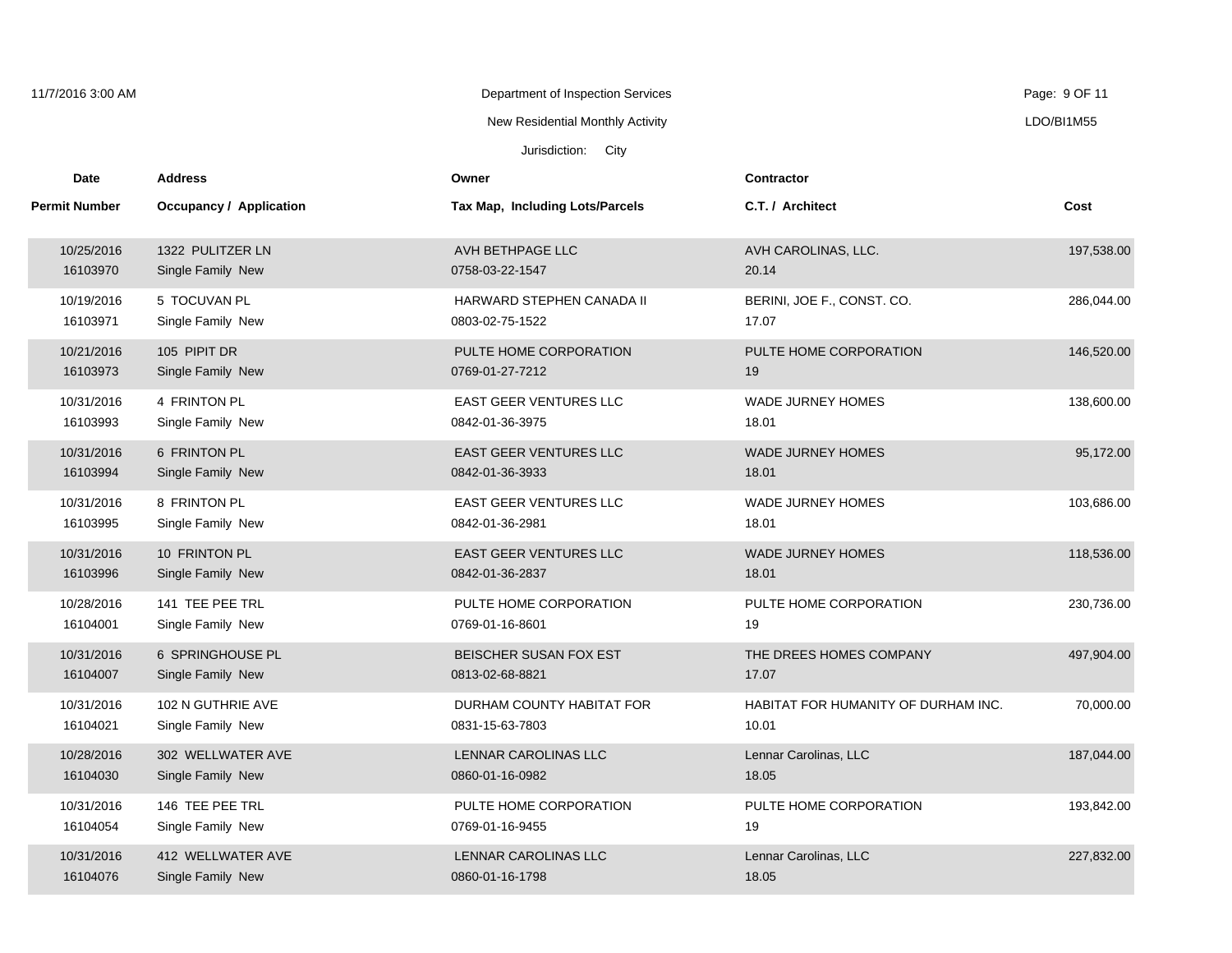Department of Inspection Services

New Residential Monthly Activity

Jurisdiction: City

| Date / Permit Number | Address / Occupancy / Application | Owner / Tax Map, Including Lots/Parcels | Contractor / C.T. / Architect | Cost |
|---|---|---|---|---|
| 10/25/2016<br>16103970 | 1322 PULITZER LN<br>Single Family New | AVH BETHPAGE LLC<br>0758-03-22-1547 | AVH CAROLINAS, LLC.<br>20.14 | 197,538.00 |
| 10/19/2016<br>16103971 | 5 TOCUVAN PL<br>Single Family New | HARWARD STEPHEN CANADA II<br>0803-02-75-1522 | BERINI, JOE F., CONST. CO.<br>17.07 | 286,044.00 |
| 10/21/2016<br>16103973 | 105 PIPIT DR<br>Single Family New | PULTE HOME CORPORATION<br>0769-01-27-7212 | PULTE HOME CORPORATION<br>19 | 146,520.00 |
| 10/31/2016<br>16103993 | 4 FRINTON PL<br>Single Family New | EAST GEER VENTURES LLC<br>0842-01-36-3975 | WADE JURNEY HOMES<br>18.01 | 138,600.00 |
| 10/31/2016<br>16103994 | 6 FRINTON PL<br>Single Family New | EAST GEER VENTURES LLC<br>0842-01-36-3933 | WADE JURNEY HOMES<br>18.01 | 95,172.00 |
| 10/31/2016<br>16103995 | 8 FRINTON PL<br>Single Family New | EAST GEER VENTURES LLC<br>0842-01-36-2981 | WADE JURNEY HOMES<br>18.01 | 103,686.00 |
| 10/31/2016<br>16103996 | 10 FRINTON PL<br>Single Family New | EAST GEER VENTURES LLC<br>0842-01-36-2837 | WADE JURNEY HOMES<br>18.01 | 118,536.00 |
| 10/28/2016<br>16104001 | 141 TEE PEE TRL<br>Single Family New | PULTE HOME CORPORATION<br>0769-01-16-8601 | PULTE HOME CORPORATION<br>19 | 230,736.00 |
| 10/31/2016<br>16104007 | 6 SPRINGHOUSE PL<br>Single Family New | BEISCHER SUSAN FOX EST<br>0813-02-68-8821 | THE DREES HOMES COMPANY<br>17.07 | 497,904.00 |
| 10/31/2016<br>16104021 | 102 N GUTHRIE AVE<br>Single Family New | DURHAM COUNTY HABITAT FOR<br>0831-15-63-7803 | HABITAT FOR HUMANITY OF DURHAM INC.<br>10.01 | 70,000.00 |
| 10/28/2016<br>16104030 | 302 WELLWATER AVE<br>Single Family New | LENNAR CAROLINAS LLC<br>0860-01-16-0982 | Lennar Carolinas, LLC<br>18.05 | 187,044.00 |
| 10/31/2016<br>16104054 | 146 TEE PEE TRL<br>Single Family New | PULTE HOME CORPORATION<br>0769-01-16-9455 | PULTE HOME CORPORATION<br>19 | 193,842.00 |
| 10/31/2016<br>16104076 | 412 WELLWATER AVE<br>Single Family New | LENNAR CAROLINAS LLC<br>0860-01-16-1798 | Lennar Carolinas, LLC<br>18.05 | 227,832.00 |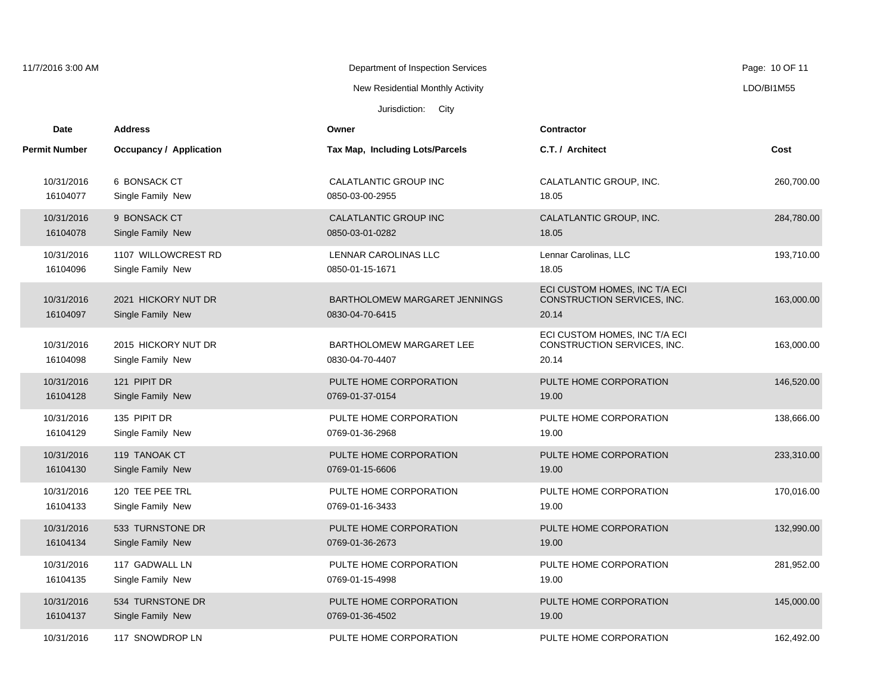Department of Inspection Services

New Residential Monthly Activity

Jurisdiction: City

| Date / Permit Number | Address / Occupancy / Application | Owner / Tax Map, Including Lots/Parcels | Contractor / C.T. / Architect | Cost |
|---|---|---|---|---|
| 10/31/2016<br>16104077 | 6 BONSACK CT<br>Single Family New | CALATLANTIC GROUP INC<br>0850-03-00-2955 | CALATLANTIC GROUP, INC.<br>18.05 | 260,700.00 |
| 10/31/2016<br>16104078 | 9 BONSACK CT<br>Single Family New | CALATLANTIC GROUP INC<br>0850-03-01-0282 | CALATLANTIC GROUP, INC.<br>18.05 | 284,780.00 |
| 10/31/2016<br>16104096 | 1107 WILLOWCREST RD<br>Single Family New | LENNAR CAROLINAS LLC<br>0850-01-15-1671 | Lennar Carolinas, LLC<br>18.05 | 193,710.00 |
| 10/31/2016<br>16104097 | 2021 HICKORY NUT DR<br>Single Family New | BARTHOLOMEW MARGARET JENNINGS<br>0830-04-70-6415 | ECI CUSTOM HOMES, INC T/A ECI CONSTRUCTION SERVICES, INC.<br>20.14 | 163,000.00 |
| 10/31/2016<br>16104098 | 2015 HICKORY NUT DR<br>Single Family New | BARTHOLOMEW MARGARET LEE<br>0830-04-70-4407 | ECI CUSTOM HOMES, INC T/A ECI CONSTRUCTION SERVICES, INC.<br>20.14 | 163,000.00 |
| 10/31/2016<br>16104128 | 121 PIPIT DR<br>Single Family New | PULTE HOME CORPORATION<br>0769-01-37-0154 | PULTE HOME CORPORATION<br>19.00 | 146,520.00 |
| 10/31/2016<br>16104129 | 135 PIPIT DR<br>Single Family New | PULTE HOME CORPORATION<br>0769-01-36-2968 | PULTE HOME CORPORATION<br>19.00 | 138,666.00 |
| 10/31/2016<br>16104130 | 119 TANOAK CT<br>Single Family New | PULTE HOME CORPORATION<br>0769-01-15-6606 | PULTE HOME CORPORATION<br>19.00 | 233,310.00 |
| 10/31/2016<br>16104133 | 120 TEE PEE TRL<br>Single Family New | PULTE HOME CORPORATION<br>0769-01-16-3433 | PULTE HOME CORPORATION<br>19.00 | 170,016.00 |
| 10/31/2016<br>16104134 | 533 TURNSTONE DR<br>Single Family New | PULTE HOME CORPORATION<br>0769-01-36-2673 | PULTE HOME CORPORATION<br>19.00 | 132,990.00 |
| 10/31/2016<br>16104135 | 117 GADWALL LN<br>Single Family New | PULTE HOME CORPORATION<br>0769-01-15-4998 | PULTE HOME CORPORATION<br>19.00 | 281,952.00 |
| 10/31/2016<br>16104137 | 534 TURNSTONE DR<br>Single Family New | PULTE HOME CORPORATION<br>0769-01-36-4502 | PULTE HOME CORPORATION<br>19.00 | 145,000.00 |
| 10/31/2016 | 117 SNOWDROP LN | PULTE HOME CORPORATION | PULTE HOME CORPORATION | 162,492.00 |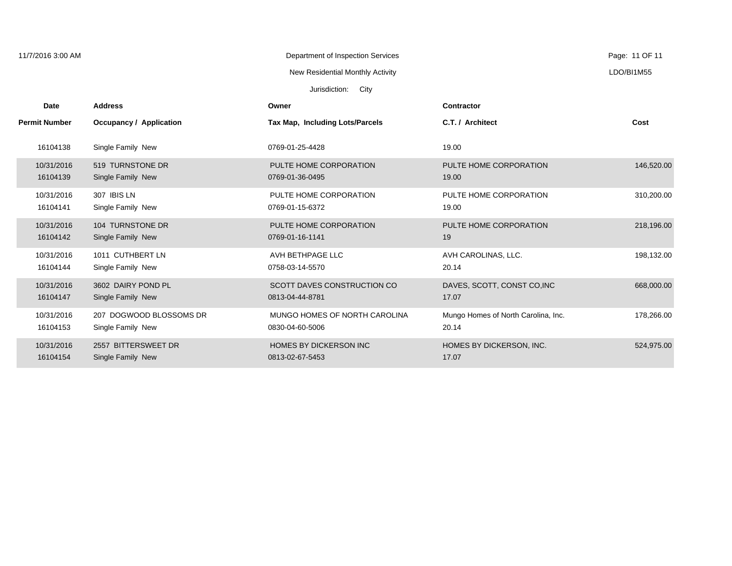Department of Inspection Services

New Residential Monthly Activity

Jurisdiction: City

| Date / Permit Number | Address / Occupancy / Application | Owner / Tax Map, Including Lots/Parcels | Contractor / C.T. / Architect | Cost |
|---|---|---|---|---|
| 16104138 | Single Family New | 0769-01-25-4428 | 19.00 | |
| 10/31/2016<br>16104139 | 519 TURNSTONE DR<br>Single Family New | PULTE HOME CORPORATION<br>0769-01-36-0495 | PULTE HOME CORPORATION<br>19.00 | 146,520.00 |
| 10/31/2016<br>16104141 | 307 IBIS LN<br>Single Family New | PULTE HOME CORPORATION<br>0769-01-15-6372 | PULTE HOME CORPORATION<br>19.00 | 310,200.00 |
| 10/31/2016<br>16104142 | 104 TURNSTONE DR<br>Single Family New | PULTE HOME CORPORATION<br>0769-01-16-1141 | PULTE HOME CORPORATION<br>19 | 218,196.00 |
| 10/31/2016<br>16104144 | 1011 CUTHBERT LN<br>Single Family New | AVH BETHPAGE LLC<br>0758-03-14-5570 | AVH CAROLINAS, LLC.<br>20.14 | 198,132.00 |
| 10/31/2016<br>16104147 | 3602 DAIRY POND PL<br>Single Family New | SCOTT DAVES CONSTRUCTION CO<br>0813-04-44-8781 | DAVES, SCOTT, CONST CO,INC<br>17.07 | 668,000.00 |
| 10/31/2016<br>16104153 | 207 DOGWOOD BLOSSOMS DR<br>Single Family New | MUNGO HOMES OF NORTH CAROLINA<br>0830-04-60-5006 | Mungo Homes of North Carolina, Inc.<br>20.14 | 178,266.00 |
| 10/31/2016<br>16104154 | 2557 BITTERSWEET DR<br>Single Family New | HOMES BY DICKERSON INC<br>0813-02-67-5453 | HOMES BY DICKERSON, INC.<br>17.07 | 524,975.00 |